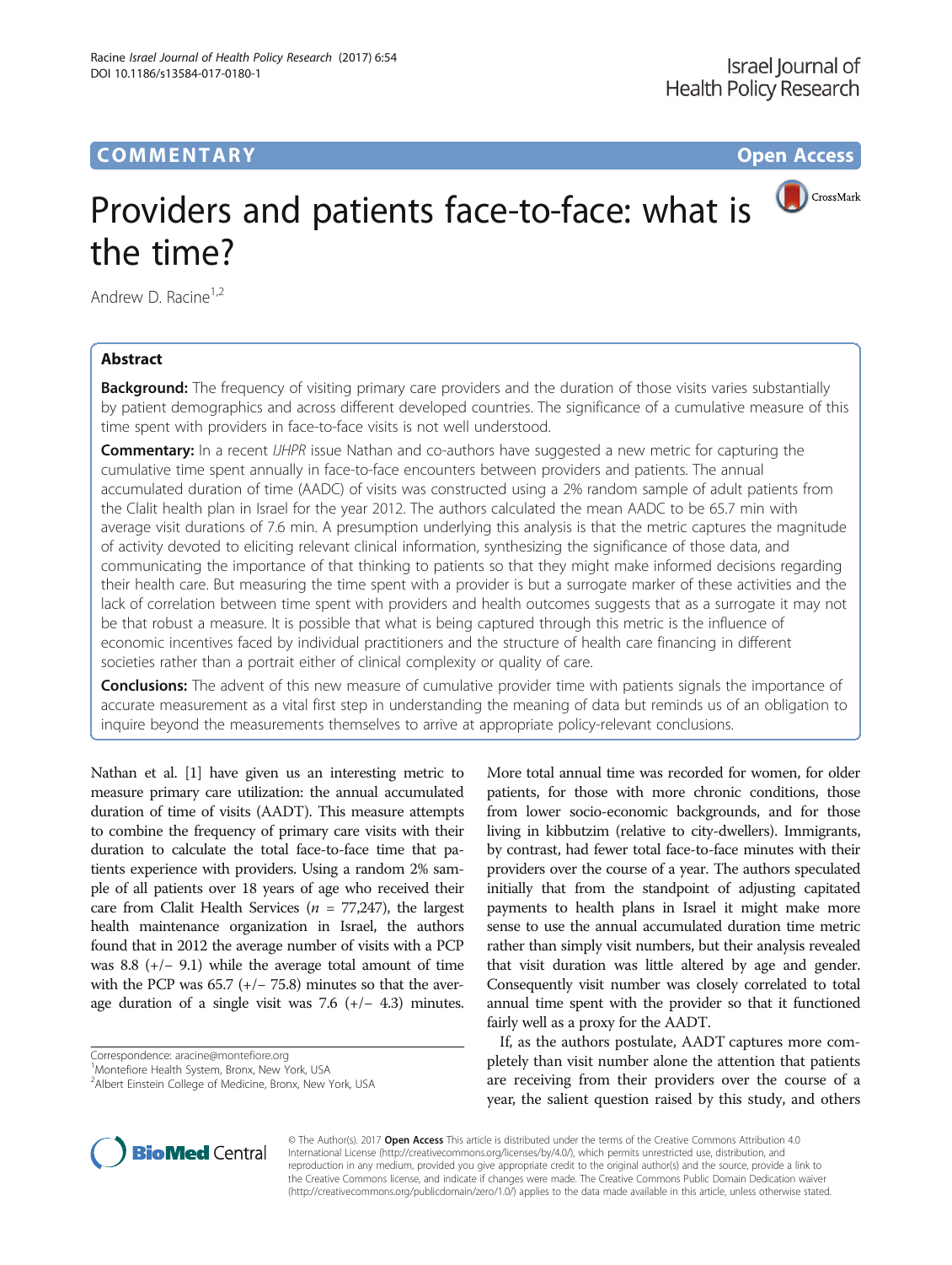**COMMENTARY** **Open Access**

# Providers and patients face-to-face: what is the time?

Andrew D. Racine[1,2]

## Abstract

**Background:** The frequency of visiting primary care providers and the duration of those visits varies substantially by patient demographics and across different developed countries. The significance of a cumulative measure of this time spent with providers in face-to-face visits is not well understood.

**Commentary:** In a recent *IJHPR* issue Nathan and co-authors have suggested a new metric for capturing the cumulative time spent annually in face-to-face encounters between providers and patients. The annual accumulated duration of time (AADC) of visits was constructed using a 2% random sample of adult patients from the Clalit health plan in Israel for the year 2012. The authors calculated the mean AADC to be 65.7 min with average visit durations of 7.6 min. A presumption underlying this analysis is that the metric captures the magnitude of activity devoted to eliciting relevant clinical information, synthesizing the significance of those data, and communicating the importance of that thinking to patients so that they might make informed decisions regarding their health care. But measuring the time spent with a provider is but a surrogate marker of these activities and the lack of correlation between time spent with providers and health outcomes suggests that as a surrogate it may not be that robust a measure. It is possible that what is being captured through this metric is the influence of economic incentives faced by individual practitioners and the structure of health care financing in different societies rather than a portrait either of clinical complexity or quality of care.

**Conclusions:** The advent of this new measure of cumulative provider time with patients signals the importance of accurate measurement as a vital first step in understanding the meaning of data but reminds us of an obligation to inquire beyond the measurements themselves to arrive at appropriate policy-relevant conclusions.

Nathan et al. [1] have given us an interesting metric to measure primary care utilization: the annual accumulated duration of time of visits (AADT). This measure attempts to combine the frequency of primary care visits with their duration to calculate the total face-to-face time that patients experience with providers. Using a random 2% sample of all patients over 18 years of age who received their care from Clalit Health Services ($n$ = 77,247), the largest health maintenance organization in Israel, the authors found that in 2012 the average number of visits with a PCP was 8.8 (+/− 9.1) while the average total amount of time with the PCP was 65.7 (+/− 75.8) minutes so that the average duration of a single visit was 7.6 (+/− 4.3) minutes. More total annual time was recorded for women, for older patients, for those with more chronic conditions, those from lower socio-economic backgrounds, and for those living in kibbutzim (relative to city-dwellers). Immigrants, by contrast, had fewer total face-to-face minutes with their providers over the course of a year. The authors speculated initially that from the standpoint of adjusting capitated payments to health plans in Israel it might make more sense to use the annual accumulated duration time metric rather than simply visit numbers, but their analysis revealed that visit duration was little altered by age and gender. Consequently visit number was closely correlated to total annual time spent with the provider so that it functioned fairly well as a proxy for the AADT.

If, as the authors postulate, AADT captures more completely than visit number alone the attention that patients are receiving from their providers over the course of a year, the salient question raised by this study, and others

Correspondence: aracine@montefiore.org
[1]Montefiore Health System, Bronx, New York, USA
[2]Albert Einstein College of Medicine, Bronx, New York, USA

© The Author(s). 2017 **Open Access** This article is distributed under the terms of the Creative Commons Attribution 4.0 International License (http://creativecommons.org/licenses/by/4.0/), which permits unrestricted use, distribution, and reproduction in any medium, provided you give appropriate credit to the original author(s) and the source, provide a link to the Creative Commons license, and indicate if changes were made. The Creative Commons Public Domain Dedication waiver (http://creativecommons.org/publicdomain/zero/1.0/) applies to the data made available in this article, unless otherwise stated.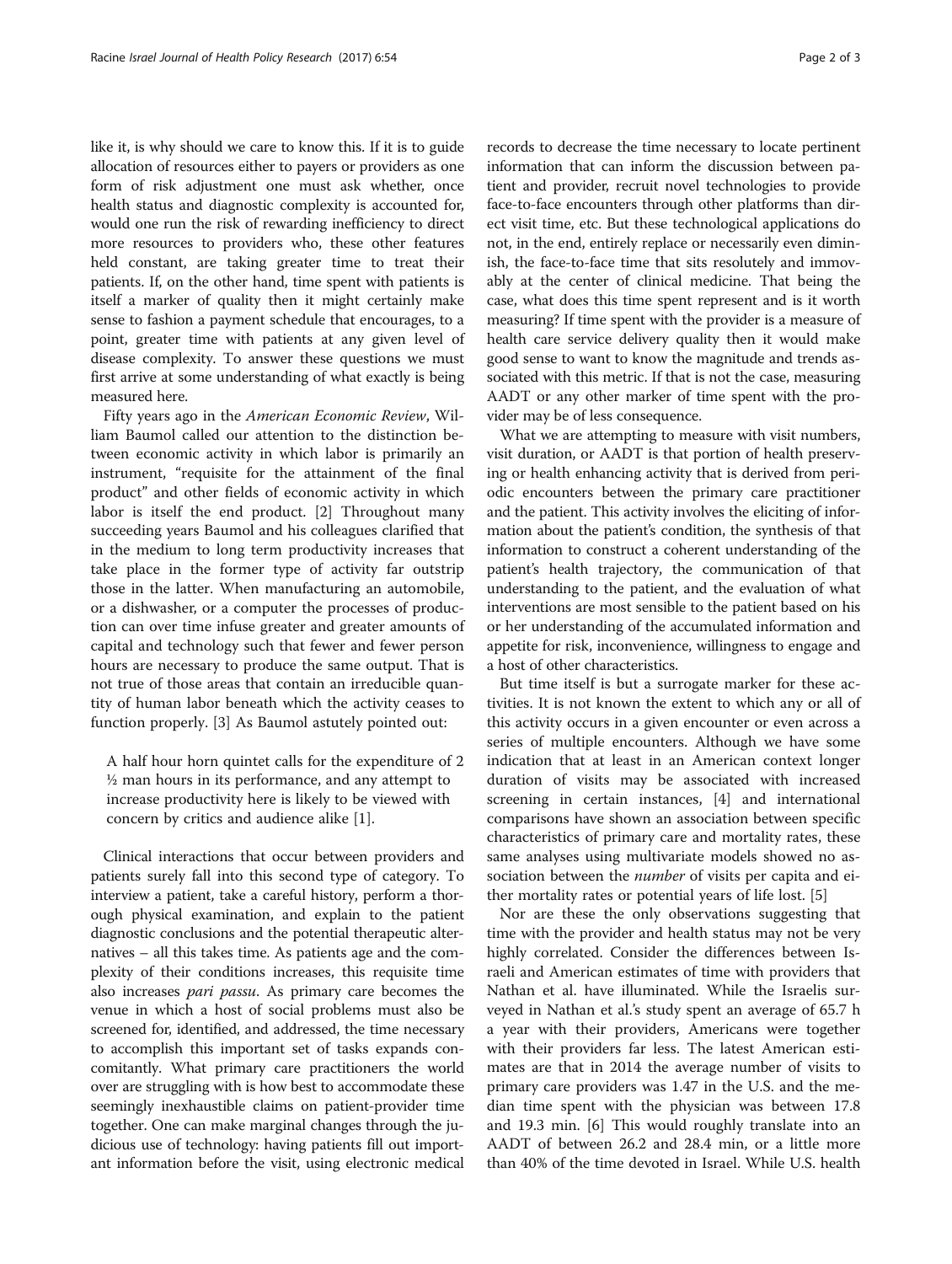like it, is why should we care to know this. If it is to guide allocation of resources either to payers or providers as one form of risk adjustment one must ask whether, once health status and diagnostic complexity is accounted for, would one run the risk of rewarding inefficiency to direct more resources to providers who, these other features held constant, are taking greater time to treat their patients. If, on the other hand, time spent with patients is itself a marker of quality then it might certainly make sense to fashion a payment schedule that encourages, to a point, greater time with patients at any given level of disease complexity. To answer these questions we must first arrive at some understanding of what exactly is being measured here.

Fifty years ago in the *American Economic Review*, William Baumol called our attention to the distinction between economic activity in which labor is primarily an instrument, "requisite for the attainment of the final product" and other fields of economic activity in which labor is itself the end product. [2] Throughout many succeeding years Baumol and his colleagues clarified that in the medium to long term productivity increases that take place in the former type of activity far outstrip those in the latter. When manufacturing an automobile, or a dishwasher, or a computer the processes of production can over time infuse greater and greater amounts of capital and technology such that fewer and fewer person hours are necessary to produce the same output. That is not true of those areas that contain an irreducible quantity of human labor beneath which the activity ceases to function properly. [3] As Baumol astutely pointed out:

> A half hour horn quintet calls for the expenditure of 2 ½ man hours in its performance, and any attempt to increase productivity here is likely to be viewed with concern by critics and audience alike [1].

Clinical interactions that occur between providers and patients surely fall into this second type of category. To interview a patient, take a careful history, perform a thorough physical examination, and explain to the patient diagnostic conclusions and the potential therapeutic alternatives – all this takes time. As patients age and the complexity of their conditions increases, this requisite time also increases *pari passu*. As primary care becomes the venue in which a host of social problems must also be screened for, identified, and addressed, the time necessary to accomplish this important set of tasks expands concomitantly. What primary care practitioners the world over are struggling with is how best to accommodate these seemingly inexhaustible claims on patient-provider time together. One can make marginal changes through the judicious use of technology: having patients fill out important information before the visit, using electronic medical records to decrease the time necessary to locate pertinent information that can inform the discussion between patient and provider, recruit novel technologies to provide face-to-face encounters through other platforms than direct visit time, etc. But these technological applications do not, in the end, entirely replace or necessarily even diminish, the face-to-face time that sits resolutely and immovably at the center of clinical medicine. That being the case, what does this time spent represent and is it worth measuring? If time spent with the provider is a measure of health care service delivery quality then it would make good sense to want to know the magnitude and trends associated with this metric. If that is not the case, measuring AADT or any other marker of time spent with the provider may be of less consequence.

What we are attempting to measure with visit numbers, visit duration, or AADT is that portion of health preserving or health enhancing activity that is derived from periodic encounters between the primary care practitioner and the patient. This activity involves the eliciting of information about the patient's condition, the synthesis of that information to construct a coherent understanding of the patient's health trajectory, the communication of that understanding to the patient, and the evaluation of what interventions are most sensible to the patient based on his or her understanding of the accumulated information and appetite for risk, inconvenience, willingness to engage and a host of other characteristics.

But time itself is but a surrogate marker for these activities. It is not known the extent to which any or all of this activity occurs in a given encounter or even across a series of multiple encounters. Although we have some indication that at least in an American context longer duration of visits may be associated with increased screening in certain instances, [4] and international comparisons have shown an association between specific characteristics of primary care and mortality rates, these same analyses using multivariate models showed no association between the *number* of visits per capita and either mortality rates or potential years of life lost. [5]

Nor are these the only observations suggesting that time with the provider and health status may not be very highly correlated. Consider the differences between Israeli and American estimates of time with providers that Nathan et al. have illuminated. While the Israelis surveyed in Nathan et al.'s study spent an average of 65.7 h a year with their providers, Americans were together with their providers far less. The latest American estimates are that in 2014 the average number of visits to primary care providers was 1.47 in the U.S. and the median time spent with the physician was between 17.8 and 19.3 min. [6] This would roughly translate into an AADT of between 26.2 and 28.4 min, or a little more than 40% of the time devoted in Israel. While U.S. health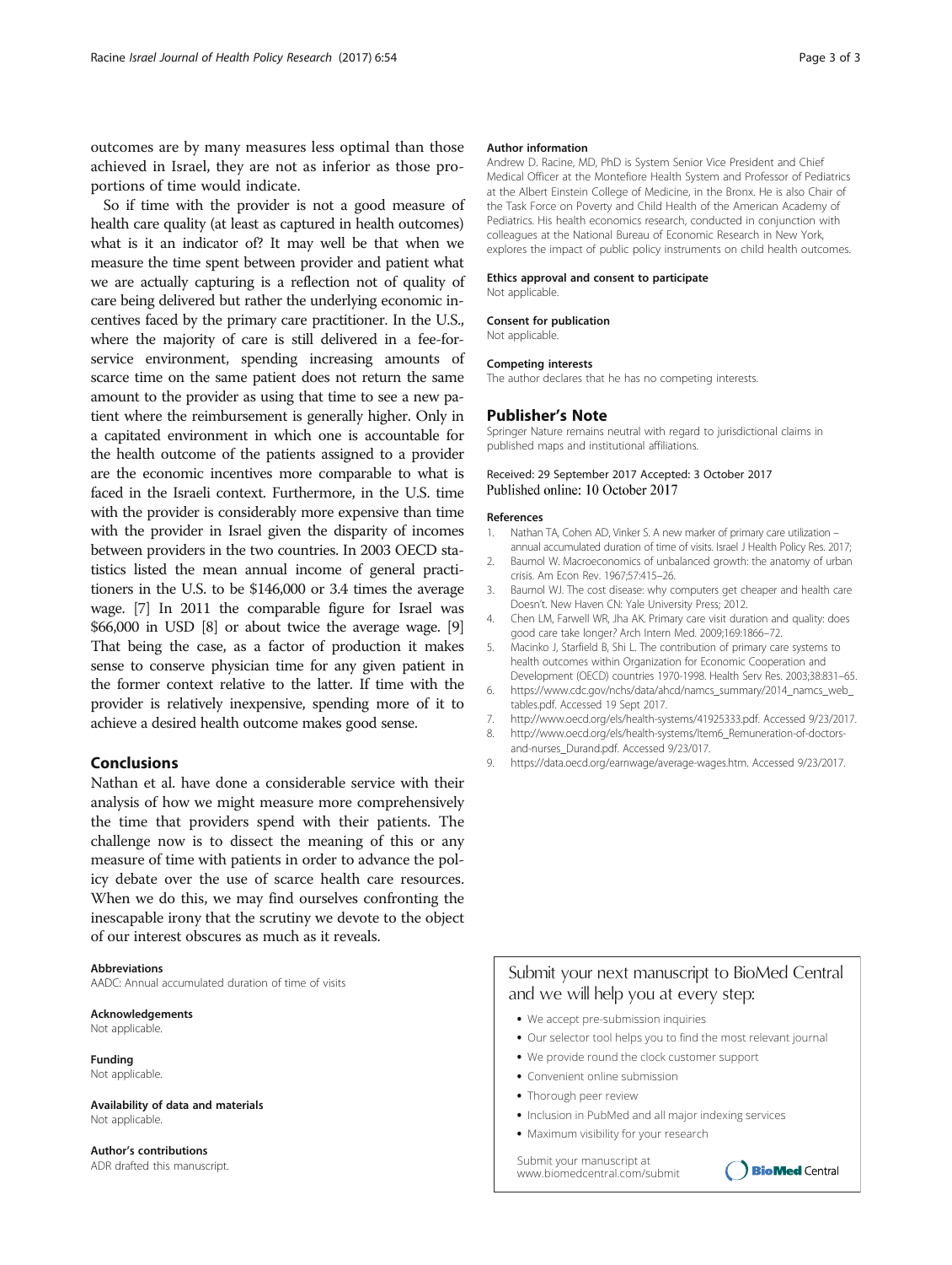outcomes are by many measures less optimal than those achieved in Israel, they are not as inferior as those proportions of time would indicate.

So if time with the provider is not a good measure of health care quality (at least as captured in health outcomes) what is it an indicator of? It may well be that when we measure the time spent between provider and patient what we are actually capturing is a reflection not of quality of care being delivered but rather the underlying economic incentives faced by the primary care practitioner. In the U.S., where the majority of care is still delivered in a fee-for-service environment, spending increasing amounts of scarce time on the same patient does not return the same amount to the provider as using that time to see a new patient where the reimbursement is generally higher. Only in a capitated environment in which one is accountable for the health outcome of the patients assigned to a provider are the economic incentives more comparable to what is faced in the Israeli context. Furthermore, in the U.S. time with the provider is considerably more expensive than time with the provider in Israel given the disparity of incomes between providers in the two countries. In 2003 OECD statistics listed the mean annual income of general practitioners in the U.S. to be $146,000 or 3.4 times the average wage. [7] In 2011 the comparable figure for Israel was $66,000 in USD [8] or about twice the average wage. [9] That being the case, as a factor of production it makes sense to conserve physician time for any given patient in the former context relative to the latter. If time with the provider is relatively inexpensive, spending more of it to achieve a desired health outcome makes good sense.

## Conclusions

Nathan et al. have done a considerable service with their analysis of how we might measure more comprehensively the time that providers spend with their patients. The challenge now is to dissect the meaning of this or any measure of time with patients in order to advance the policy debate over the use of scarce health care resources. When we do this, we may find ourselves confronting the inescapable irony that the scrutiny we devote to the object of our interest obscures as much as it reveals.

#### Abbreviations
AADC: Annual accumulated duration of time of visits

#### Acknowledgements
Not applicable.

#### Funding
Not applicable.

#### Availability of data and materials
Not applicable.

#### Author's contributions
ADR drafted this manuscript.

#### Author information
Andrew D. Racine, MD, PhD is System Senior Vice President and Chief Medical Officer at the Montefiore Health System and Professor of Pediatrics at the Albert Einstein College of Medicine, in the Bronx. He is also Chair of the Task Force on Poverty and Child Health of the American Academy of Pediatrics. His health economics research, conducted in conjunction with colleagues at the National Bureau of Economic Research in New York, explores the impact of public policy instruments on child health outcomes.

#### Ethics approval and consent to participate
Not applicable.

#### Consent for publication
Not applicable.

#### Competing interests
The author declares that he has no competing interests.

## Publisher's Note
Springer Nature remains neutral with regard to jurisdictional claims in published maps and institutional affiliations.

Received: 29 September 2017 Accepted: 3 October 2017
Published online: 10 October 2017

#### References
1. Nathan TA, Cohen AD, Vinker S. A new marker of primary care utilization – annual accumulated duration of time of visits. Israel J Health Policy Res. 2017;
2. Baumol W. Macroeconomics of unbalanced growth: the anatomy of urban crisis. Am Econ Rev. 1967;57:415–26.
3. Baumol WJ. The cost disease: why computers get cheaper and health care Doesn't. New Haven CN: Yale University Press; 2012.
4. Chen LM, Farwell WR, Jha AK. Primary care visit duration and quality: does good care take longer? Arch Intern Med. 2009;169:1866–72.
5. Macinko J, Starfield B, Shi L. The contribution of primary care systems to health outcomes within Organization for Economic Cooperation and Development (OECD) countries 1970-1998. Health Serv Res. 2003;38:831–65.
6. https://www.cdc.gov/nchs/data/ahcd/namcs_summary/2014_namcs_web_tables.pdf. Accessed 19 Sept 2017.
7. http://www.oecd.org/els/health-systems/41925333.pdf. Accessed 9/23/2017.
8. http://www.oecd.org/els/health-systems/Item6_Remuneration-of-doctors-and-nurses_Durand.pdf. Accessed 9/23/017.
9. https://data.oecd.org/earnwage/average-wages.htm. Accessed 9/23/2017.

Submit your next manuscript to BioMed Central and we will help you at every step:

- We accept pre-submission inquiries
- Our selector tool helps you to find the most relevant journal
- We provide round the clock customer support
- Convenient online submission
- Thorough peer review
- Inclusion in PubMed and all major indexing services
- Maximum visibility for your research

Submit your manuscript at www.biomedcentral.com/submit